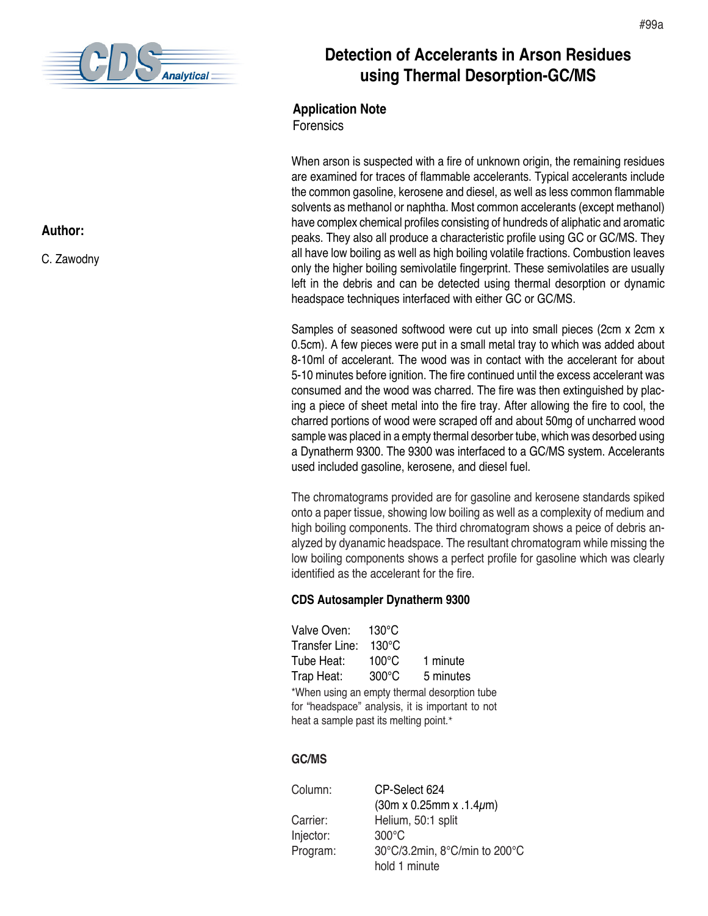# Detection of Accelerants in Arson Residues using Thermal Desorption-GC/MS

**Application Note**
Forensics

**Author:**

C. Zawodny

When arson is suspected with a fire of unknown origin, the remaining residues are examined for traces of flammable accelerants. Typical accelerants include the common gasoline, kerosene and diesel, as well as less common flammable solvents as methanol or naphtha. Most common accelerants (except methanol) have complex chemical profiles consisting of hundreds of aliphatic and aromatic peaks. They also all produce a characteristic profile using GC or GC/MS. They all have low boiling as well as high boiling volatile fractions. Combustion leaves only the higher boiling semivolatile fingerprint. These semivolatiles are usually left in the debris and can be detected using thermal desorption or dynamic headspace techniques interfaced with either GC or GC/MS.

Samples of seasoned softwood were cut up into small pieces (2cm x 2cm x 0.5cm). A few pieces were put in a small metal tray to which was added about 8-10ml of accelerant. The wood was in contact with the accelerant for about 5-10 minutes before ignition. The fire continued until the excess accelerant was consumed and the wood was charred. The fire was then extinguished by placing a piece of sheet metal into the fire tray. After allowing the fire to cool, the charred portions of wood were scraped off and about 50mg of uncharred wood sample was placed in a empty thermal desorber tube, which was desorbed using a Dynatherm 9300. The 9300 was interfaced to a GC/MS system. Accelerants used included gasoline, kerosene, and diesel fuel.

The chromatograms provided are for gasoline and kerosene standards spiked onto a paper tissue, showing low boiling as well as a complexity of medium and high boiling components. The third chromatogram shows a peice of debris analyzed by dynamic headspace. The resultant chromatogram while missing the low boiling components shows a perfect profile for gasoline which was clearly identified as the accelerant for the fire.

### CDS Autosampler Dynatherm 9300

| | | |
|---|---|---|
| Valve Oven: | 130°C | |
| Transfer Line: | 130°C | |
| Tube Heat: | 100°C | 1 minute |
| Trap Heat: | 300°C | 5 minutes |

*When using an empty thermal desorption tube for "headspace" analysis, it is important to not heat a sample past its melting point.*

### GC/MS

| | |
|---|---|
| Column: | CP-Select 624 (30m x 0.25mm x .1.4μm) |
| Carrier: | Helium, 50:1 split |
| Injector: | 300°C |
| Program: | 30°C/3.2min, 8°C/min to 200°C hold 1 minute |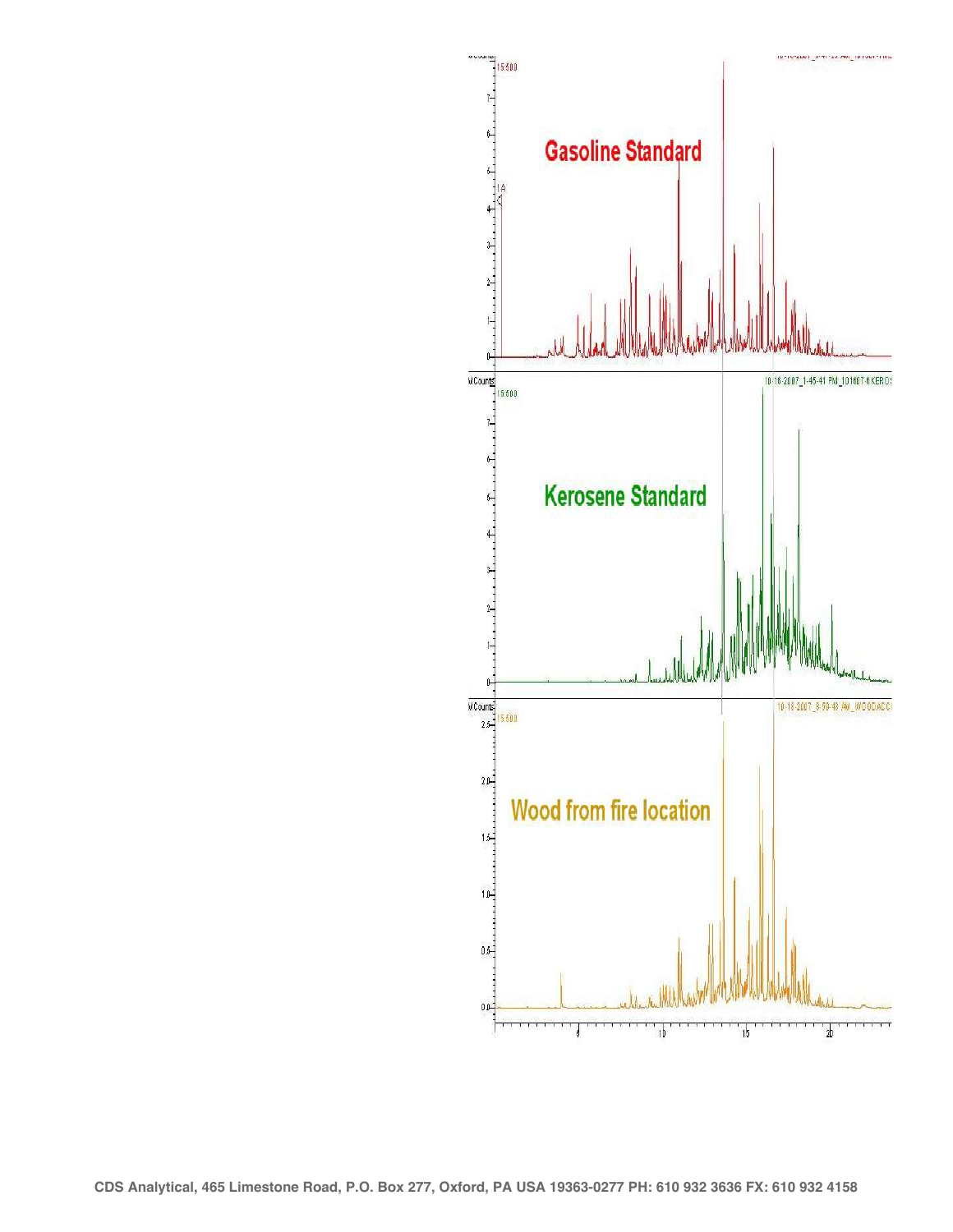Gasoline Standard

Kerosene Standard

Wood from fire location

CDS Analytical, 465 Limestone Road, P.O. Box 277, Oxford, PA USA 19363-0277 PH: 610 932 3636 FX: 610 932 4158